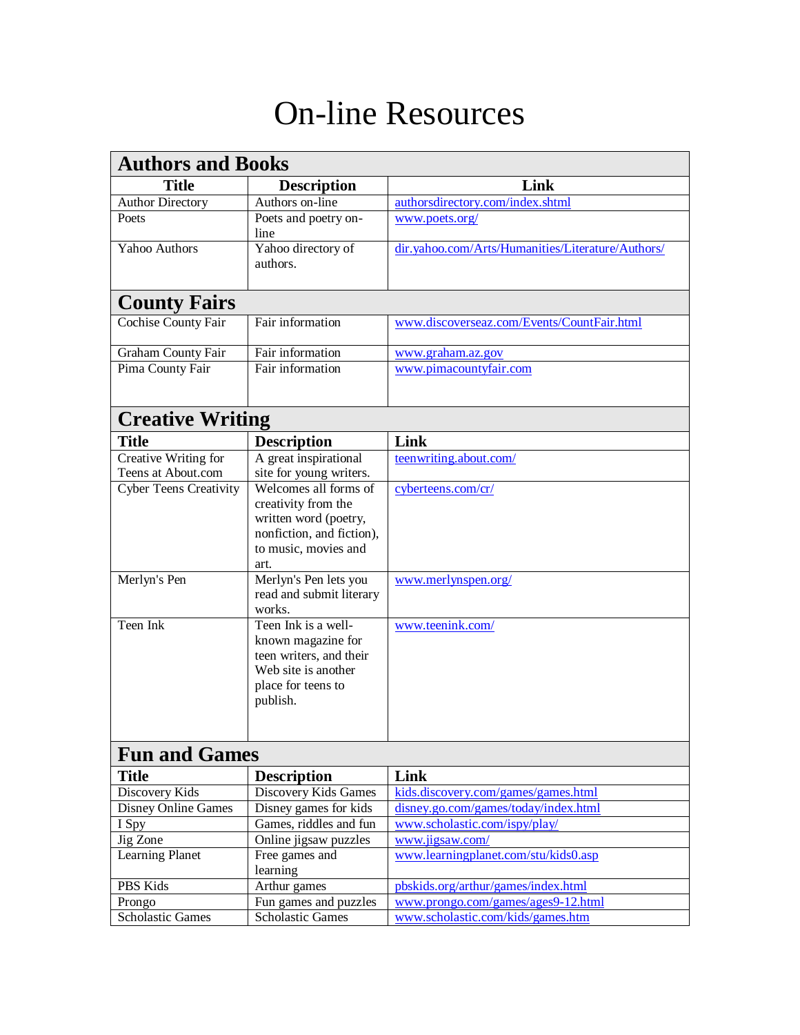# On-line Resources

## Authors and Books

| Title | Description | Link |
|---|---|---|
| Author Directory | Authors on-line | authorsdirectory.com/index.shtml |
| Poets | Poets and poetry on-line | www.poets.org/ |
| Yahoo Authors | Yahoo directory of authors. | dir.yahoo.com/Arts/Humanities/Literature/Authors/ |

## County Fairs

| Title | Description | Link |
|---|---|---|
| Cochise County Fair | Fair information | www.discoverseaz.com/Events/CountFair.html |
| Graham County Fair | Fair information | www.graham.az.gov |
| Pima County Fair | Fair information | www.pimacountyfair.com |

## Creative Writing

| Title | Description | Link |
|---|---|---|
| Creative Writing for Teens at About.com | A great inspirational site for young writers. | teenwriting.about.com/ |
| Cyber Teens Creativity | Welcomes all forms of creativity from the written word (poetry, nonfiction, and fiction), to music, movies and art. | cyberteens.com/cr/ |
| Merlyn's Pen | Merlyn's Pen lets you read and submit literary works. | www.merlynspen.org/ |
| Teen Ink | Teen Ink is a well-known magazine for teen writers, and their Web site is another place for teens to publish. | www.teenink.com/ |

## Fun and Games

| Title | Description | Link |
|---|---|---|
| Discovery Kids | Discovery Kids Games | kids.discovery.com/games/games.html |
| Disney Online Games | Disney games for kids | disney.go.com/games/today/index.html |
| I Spy | Games, riddles and fun | www.scholastic.com/ispy/play/ |
| Jig Zone | Online jigsaw puzzles | www.jigsaw.com/ |
| Learning Planet | Free games and learning | www.learningplanet.com/stu/kids0.asp |
| PBS Kids | Arthur games | pbskids.org/arthur/games/index.html |
| Prongo | Fun games and puzzles | www.prongo.com/games/ages9-12.html |
| Scholastic Games | Scholastic Games | www.scholastic.com/kids/games.htm |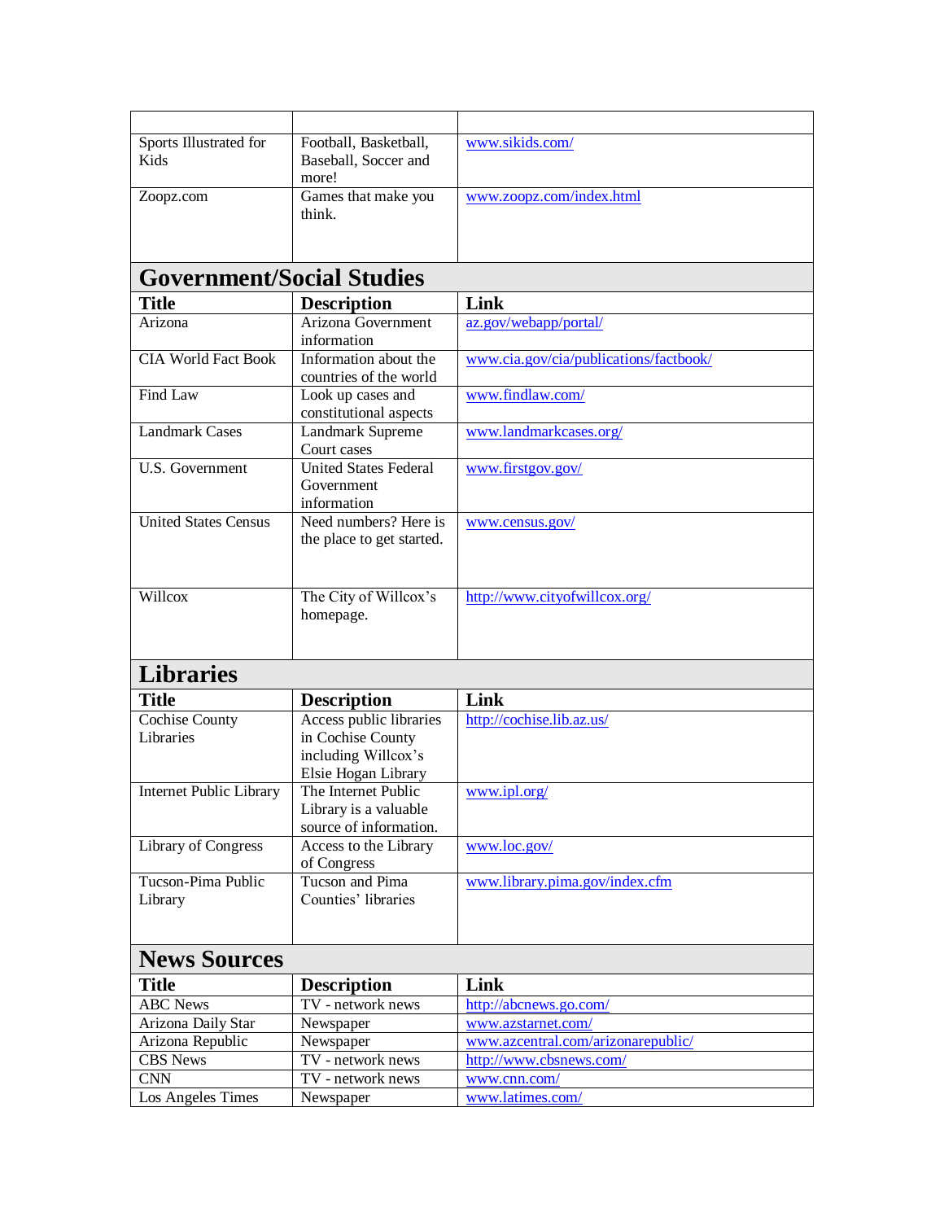| | | |
|---|---|---|
| Sports Illustrated for Kids | Football, Basketball, Baseball, Soccer and more! | www.sikids.com/ |
| Zoopz.com | Games that make you think. | www.zoopz.com/index.html |

## Government/Social Studies

| Title | Description | Link |
|---|---|---|
| Arizona | Arizona Government information | az.gov/webapp/portal/ |
| CIA World Fact Book | Information about the countries of the world | www.cia.gov/cia/publications/factbook/ |
| Find Law | Look up cases and constitutional aspects | www.findlaw.com/ |
| Landmark Cases | Landmark Supreme Court cases | www.landmarkcases.org/ |
| U.S. Government | United States Federal Government information | www.firstgov.gov/ |
| United States Census | Need numbers? Here is the place to get started. | www.census.gov/ |
| Willcox | The City of Willcox's homepage. | http://www.cityofwillcox.org/ |

## Libraries

| Title | Description | Link |
|---|---|---|
| Cochise County Libraries | Access public libraries in Cochise County including Willcox's Elsie Hogan Library | http://cochise.lib.az.us/ |
| Internet Public Library | The Internet Public Library is a valuable source of information. | www.ipl.org/ |
| Library of Congress | Access to the Library of Congress | www.loc.gov/ |
| Tucson-Pima Public Library | Tucson and Pima Counties' libraries | www.library.pima.gov/index.cfm |

## News Sources

| Title | Description | Link |
|---|---|---|
| ABC News | TV - network news | http://abcnews.go.com/ |
| Arizona Daily Star | Newspaper | www.azstarnet.com/ |
| Arizona Republic | Newspaper | www.azcentral.com/arizonarepublic/ |
| CBS News | TV - network news | http://www.cbsnews.com/ |
| CNN | TV - network news | www.cnn.com/ |
| Los Angeles Times | Newspaper | www.latimes.com/ |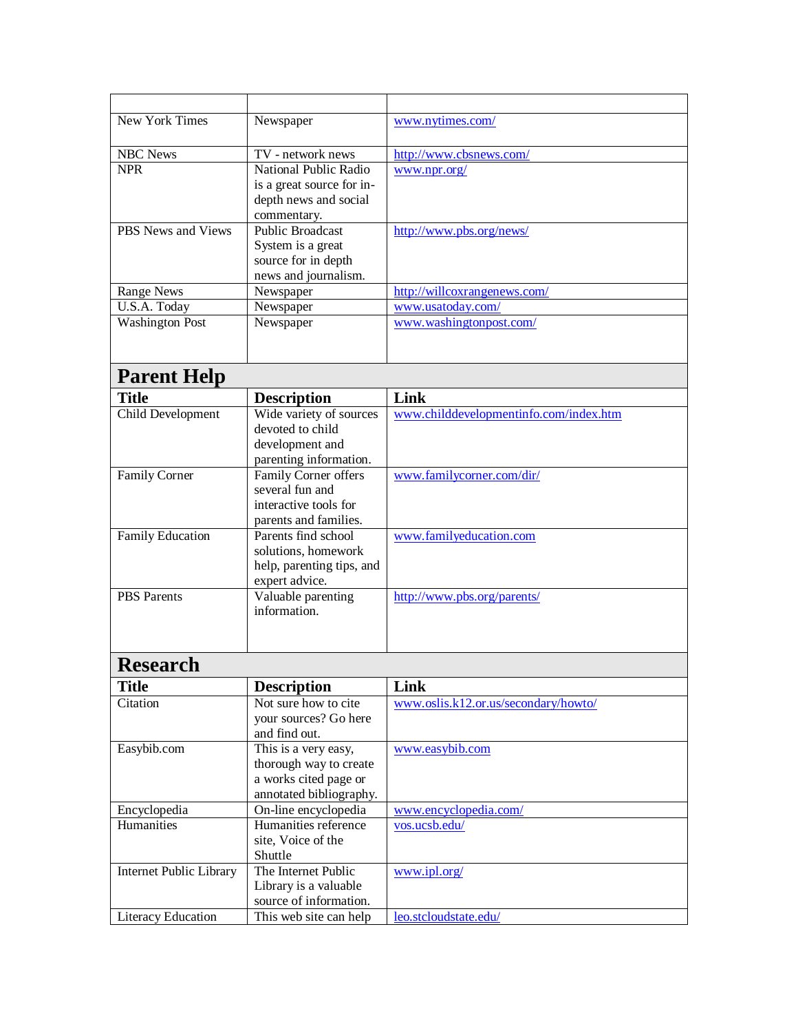| | | |
|---|---|---|
| New York Times | Newspaper | www.nytimes.com/ |
| NBC News | TV - network news | http://www.cbsnews.com/ |
| NPR | National Public Radio is a great source for in-depth news and social commentary. | www.npr.org/ |
| PBS News and Views | Public Broadcast System is a great source for in depth news and journalism. | http://www.pbs.org/news/ |
| Range News | Newspaper | http://willcoxrangenews.com/ |
| U.S.A. Today | Newspaper | www.usatoday.com/ |
| Washington Post | Newspaper | www.washingtonpost.com/ |

## Parent Help

| Title | Description | Link |
|---|---|---|
| Child Development | Wide variety of sources devoted to child development and parenting information. | www.childdevelopmentinfo.com/index.htm |
| Family Corner | Family Corner offers several fun and interactive tools for parents and families. | www.familycorner.com/dir/ |
| Family Education | Parents find school solutions, homework help, parenting tips, and expert advice. | www.familyeducation.com |
| PBS Parents | Valuable parenting information. | http://www.pbs.org/parents/ |

## Research

| Title | Description | Link |
|---|---|---|
| Citation | Not sure how to cite your sources? Go here and find out. | www.oslis.k12.or.us/secondary/howto/ |
| Easybib.com | This is a very easy, thorough way to create a works cited page or annotated bibliography. | www.easybib.com |
| Encyclopedia | On-line encyclopedia | www.encyclopedia.com/ |
| Humanities | Humanities reference site, Voice of the Shuttle | vos.ucsb.edu/ |
| Internet Public Library | The Internet Public Library is a valuable source of information. | www.ipl.org/ |
| Literacy Education | This web site can help | leo.stcloudstate.edu/ |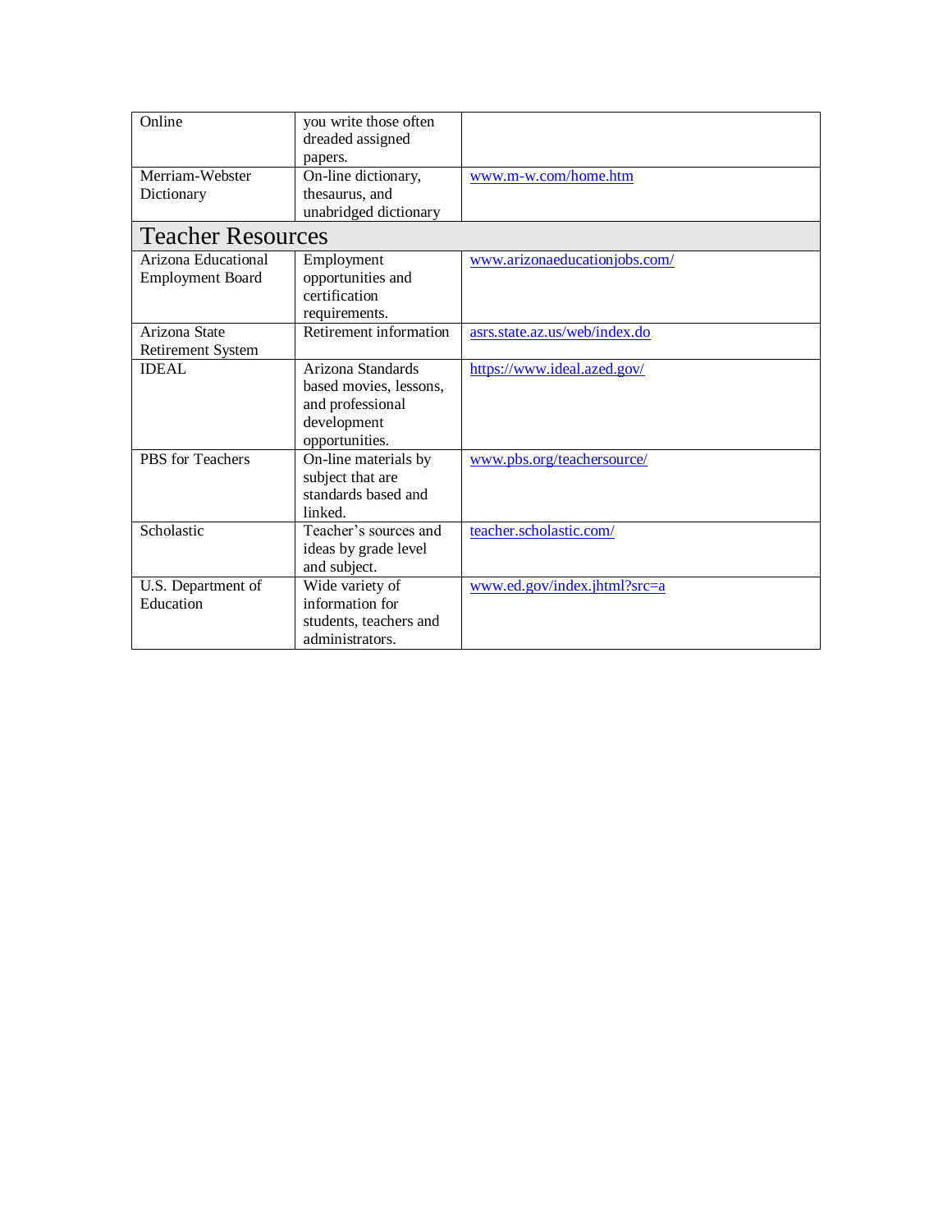| | | |
|---|---|---|
| Online | you write those often dreaded assigned papers. | |
| Merriam-Webster Dictionary | On-line dictionary, thesaurus, and unabridged dictionary | www.m-w.com/home.htm |
| **Teacher Resources** | | |
| Arizona Educational Employment Board | Employment opportunities and certification requirements. | www.arizonaeducationjobs.com/ |
| Arizona State Retirement System | Retirement information | asrs.state.az.us/web/index.do |
| IDEAL | Arizona Standards based movies, lessons, and professional development opportunities. | https://www.ideal.azed.gov/ |
| PBS for Teachers | On-line materials by subject that are standards based and linked. | www.pbs.org/teachersource/ |
| Scholastic | Teacher's sources and ideas by grade level and subject. | teacher.scholastic.com/ |
| U.S. Department of Education | Wide variety of information for students, teachers and administrators. | www.ed.gov/index.jhtml?src=a |